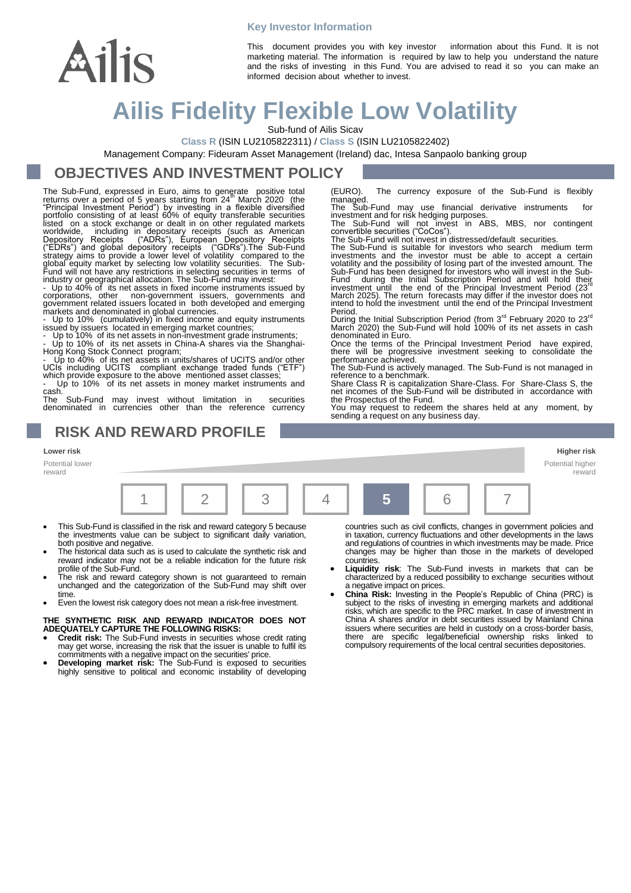**Key Investor Information**

This document provides you with key investor information about this Fund. It is not marketing material. The information is required by law to help you understand the nature and the risks of investing in this Fund. You are advised to read it so you can make an informed decision about whether to invest.

# Ailis Fidelity Flexible Low Volatility

Sub-fund of Ailis Sicav

**Class R** (ISIN LU2105822311) / **Class S** (ISIN LU2105822402)

Management Company: Fideuram Asset Management (Ireland) dac, Intesa Sanpaolo banking group

## OBJECTIVES AND INVESTMENT POLICY

The Sub-Fund, expressed in Euro, aims to generate positive total returns over a period of 5 years starting from 24th March 2020 (the "Principal Investment Period") by investing in a flexible diversified portfolio consisting of at least 60% of equity transferable securities listed on a stock exchange or dealt in on other regulated markets worldwide, including in depositary receipts (such as American Depository Receipts ("ADRs"), European Depository Receipts ("EDRs") and global depository receipts ("GDRs").The Sub-Fund strategy aims to provide a lower level of volatility compared to the global equity market by selecting low volatility securities. The Sub-Fund will not have any restrictions in selecting securities in terms of industry or geographical allocation. The Sub-Fund may invest:

- Up to 40% of its net assets in fixed income instruments issued by corporations, other non-government issuers, governments and government related issuers located in both developed and emerging markets and denominated in global currencies.
- Up to 10% (cumulatively) in fixed income and equity instruments issued by issuers located in emerging market countries;
- Up to 10% of its net assets in non-investment grade instruments;
- Up to 10% of its net assets in China-A shares via the Shanghai-Hong Kong Stock Connect program;
- Up to 40% of its net assets in units/shares of UCITS and/or other UCIs including UCITS compliant exchange traded funds ("ETF") which provide exposure to the above mentioned asset classes;
- Up to 10% of its net assets in money market instruments and cash.

The Sub-Fund may invest without limitation in securities denominated in currencies other than the reference currency (EURO). The currency exposure of the Sub-Fund is flexibly managed.

The Sub-Fund may use financial derivative instruments for investment and for risk hedging purposes.

The Sub-Fund will not invest in ABS, MBS, nor contingent convertible securities ("CoCos").

The Sub-Fund will not invest in distressed/default securities.

The Sub-Fund is suitable for investors who search medium term investments and the investor must be able to accept a certain volatility and the possibility of losing part of the invested amount. The Sub-Fund has been designed for investors who will invest in the Sub-Fund during the Initial Subscription Period and will hold their investment until the end of the Principal Investment Period (23rd March 2025). The return forecasts may differ if the investor does not intend to hold the investment until the end of the Principal Investment Period.

During the Initial Subscription Period (from 3rd February 2020 to 23rd March 2020) the Sub-Fund will hold 100% of its net assets in cash denominated in Euro.

Once the terms of the Principal Investment Period have expired, there will be progressive investment seeking to consolidate the performance achieved.

The Sub-Fund is actively managed. The Sub-Fund is not managed in reference to a benchmark.

Share Class R is capitalization Share-Class. For Share-Class S, the net incomes of the Sub-Fund will be distributed in accordance with the Prospectus of the Fund.

You may request to redeem the shares held at any moment, by sending a request on any business day.

## RISK AND REWARD PROFILE

| Lower risk | | | | | | Higher risk |
|---|---|---|---|---|---|---|
| Potential lower reward | | | | | | Potential higher reward |
| 1 | 2 | 3 | 4 | **5** | 6 | 7 |

- This Sub-Fund is classified in the risk and reward category 5 because the investments value can be subject to significant daily variation, both positive and negative.
- The historical data such as is used to calculate the synthetic risk and reward indicator may not be a reliable indication for the future risk profile of the Sub-Fund.
- The risk and reward category shown is not guaranteed to remain unchanged and the categorization of the Sub-Fund may shift over time.
- Even the lowest risk category does not mean a risk-free investment.

**THE SYNTHETIC RISK AND REWARD INDICATOR DOES NOT ADEQUATELY CAPTURE THE FOLLOWING RISKS:**

- **Credit risk:** The Sub-Fund invests in securities whose credit rating may get worse, increasing the risk that the issuer is unable to fulfil its commitments with a negative impact on the securities' price.
- **Developing market risk:** The Sub-Fund is exposed to securities highly sensitive to political and economic instability of developing countries such as civil conflicts, changes in government policies and in taxation, currency fluctuations and other developments in the laws and regulations of countries in which investments may be made. Price changes may be higher than those in the markets of developed countries.
- **Liquidity risk**: The Sub-Fund invests in markets that can be characterized by a reduced possibility to exchange securities without a negative impact on prices.
- **China Risk:** Investing in the People's Republic of China (PRC) is subject to the risks of investing in emerging markets and additional risks, which are specific to the PRC market. In case of investment in China A shares and/or in debt securities issued by Mainland China issuers where securities are held in custody on a cross-border basis, there are specific legal/beneficial ownership risks linked to compulsory requirements of the local central securities depositories.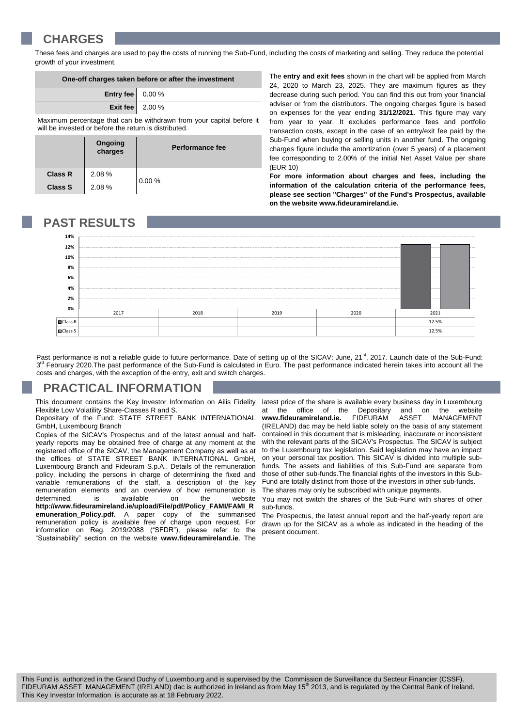## CHARGES

These fees and charges are used to pay the costs of running the Sub-Fund, including the costs of marketing and selling. They reduce the potential growth of your investment.

| One-off charges taken before or after the investment | |
|---|---|
| **Entry fee** | 0.00 % |
| **Exit fee** | 2.00 % |

Maximum percentage that can be withdrawn from your capital before it will be invested or before the return is distributed.

| | Ongoing charges | Performance fee |
|---|---|---|
| **Class R** | 2.08 % | 0.00 % |
| **Class S** | 2.08 % | |

The **entry and exit fees** shown in the chart will be applied from March 24, 2020 to March 23, 2025. They are maximum figures as they decrease during such period. You can find this out from your financial adviser or from the distributors. The ongoing charges figure is based on expenses for the year ending **31/12/2021**. This figure may vary from year to year. It excludes performance fees and portfolio transaction costs, except in the case of an entry/exit fee paid by the Sub-Fund when buying or selling units in another fund. The ongoing charges figure include the amortization (over 5 years) of a placement fee corresponding to 2.00% of the initial Net Asset Value per share (EUR 10)

**For more information about charges and fees, including the information of the calculation criteria of the performance fees, please see section "Charges" of the Fund's Prospectus, available on the website www.fideuramireland.ie.**

## PAST RESULTS

14%
12%
10%
8%
6%
4%
2%
0%

2017 2018 2019 2020 2021

Class R: 2021 12.5%

Class S: 2021 12.5%

Past performance is not a reliable guide to future performance. Date of setting up of the SICAV: June, 21st, 2017. Launch date of the Sub-Fund: 3rd February 2020.The past performance of the Sub-Fund is calculated in Euro. The past performance indicated herein takes into account all the costs and charges, with the exception of the entry, exit and switch charges.

## PRACTICAL INFORMATION

This document contains the Key Investor Information on Ailis Fidelity Flexible Low Volatility Share-Classes R and S.

Depositary of the Fund: STATE STREET BANK INTERNATIONAL GmbH, Luxembourg Branch

Copies of the SICAV's Prospectus and of the latest annual and half-yearly reports may be obtained free of charge at any moment at the registered office of the SICAV, the Management Company as well as at the offices of STATE STREET BANK INTERNATIONAL GmbH, Luxembourg Branch and Fideuram S.p.A.. Details of the remuneration policy, including the persons in charge of determining the fixed and variable remunerations of the staff, a description of the key remuneration elements and an overview of how remuneration is determined, is available on the website **http://www.fideuramireland.ie/upload/File/pdf/Policy_FAMI/FAMI_Remuneration_Policy.pdf.** A paper copy of the summarised remuneration policy is available free of charge upon request. For information on Reg. 2019/2088 ("SFDR"), please refer to the "Sustainability" section on the website **www.fideuramireland.ie**. The latest price of the share is available every business day in Luxembourg at the office of the Depositary and on the website **www.fideuramireland.ie.** FIDEURAM ASSET MANAGEMENT (IRELAND) dac may be held liable solely on the basis of any statement contained in this document that is misleading, inaccurate or inconsistent with the relevant parts of the SICAV's Prospectus. The SICAV is subject to the Luxembourg tax legislation. Said legislation may have an impact on your personal tax position. This SICAV is divided into multiple sub-funds. The assets and liabilities of this Sub-Fund are separate from those of other sub-funds.The financial rights of the investors in this Sub-Fund are totally distinct from those of the investors in other sub-funds. The shares may only be subscribed with unique payments.

You may not switch the shares of the Sub-Fund with shares of other sub-funds.

The Prospectus, the latest annual report and the half-yearly report are drawn up for the SICAV as a whole as indicated in the heading of the present document.

This Fund is authorized in the Grand Duchy of Luxembourg and is supervised by the Commission de Surveillance du Secteur Financier (CSSF). FIDEURAM ASSET MANAGEMENT (IRELAND) dac is authorized in Ireland as from May 15th 2013, and is regulated by the Central Bank of Ireland. This Key Investor Information is accurate as at 18 February 2022.